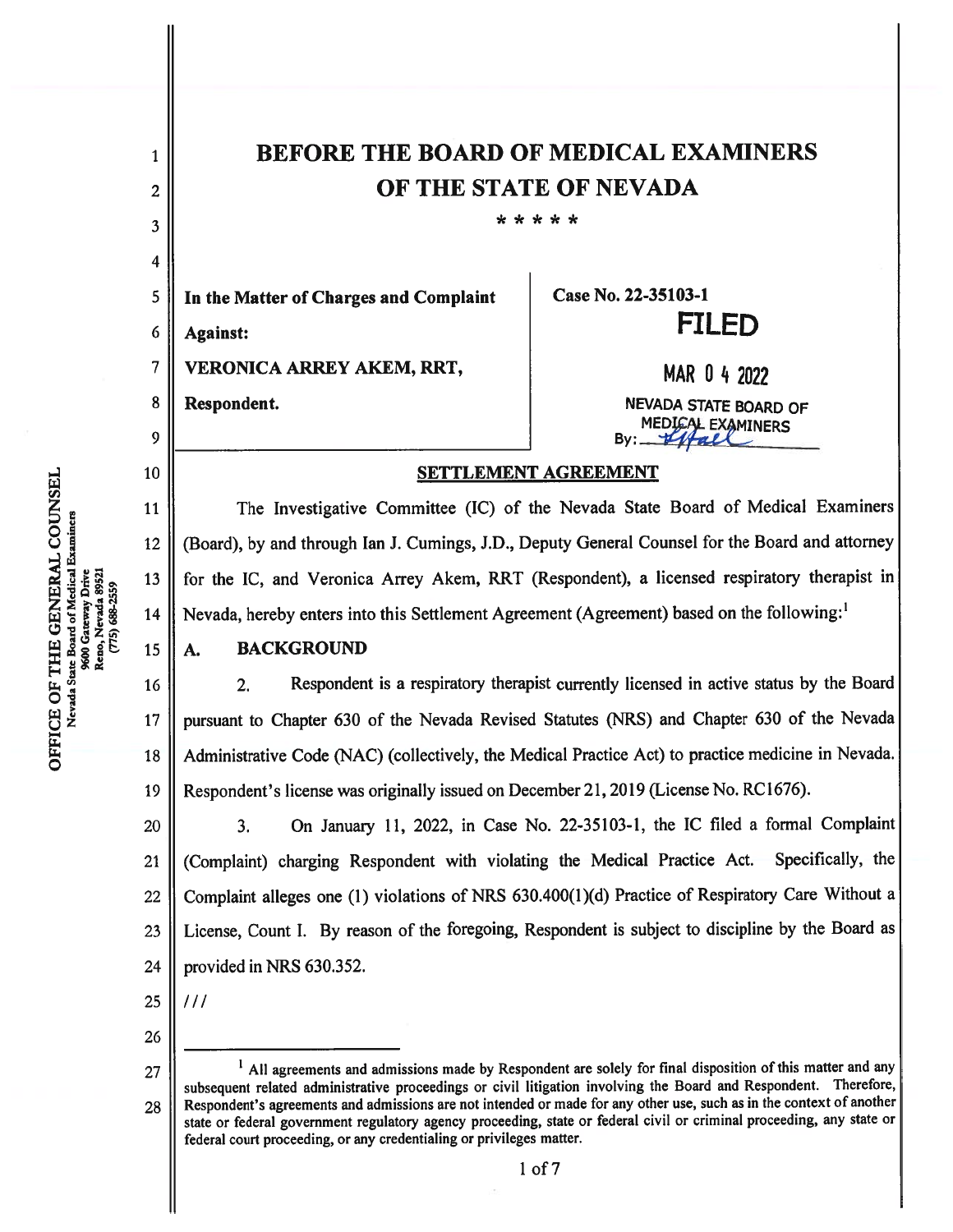# BEFORE THE BOARD OF MEDICAL EXAMINERS OF THE STATE OF NEVADA

\* \* \* \* \*

| | |
|---|---|
| **In the Matter of Charges and Complaint Against:** <br> **VERONICA ARREY AKEM, RRT,** <br> **Respondent.** | **Case No. 22-35103-1** <br> **FILED** <br> MAR 04 2022 <br> NEVADA STATE BOARD OF MEDICAL EXAMINERS <br> By: ____ |

OFFICE OF THE GENERAL COUNSEL
Nevada State Board of Medical Examiners
9600 Gateway Drive
Reno, Nevada 89521
(775) 688-2559

## SETTLEMENT AGREEMENT

The Investigative Committee (IC) of the Nevada State Board of Medical Examiners (Board), by and through Ian J. Cumings, J.D., Deputy General Counsel for the Board and attorney for the IC, and Veronica Arrey Akem, RRT (Respondent), a licensed respiratory therapist in Nevada, hereby enters into this Settlement Agreement (Agreement) based on the following:[1]

### A. BACKGROUND

2. Respondent is a respiratory therapist currently licensed in active status by the Board pursuant to Chapter 630 of the Nevada Revised Statutes (NRS) and Chapter 630 of the Nevada Administrative Code (NAC) (collectively, the Medical Practice Act) to practice medicine in Nevada. Respondent's license was originally issued on December 21, 2019 (License No. RC1676).

3. On January 11, 2022, in Case No. 22-35103-1, the IC filed a formal Complaint (Complaint) charging Respondent with violating the Medical Practice Act. Specifically, the Complaint alleges one (1) violations of NRS 630.400(1)(d) Practice of Respiratory Care Without a License, Count I. By reason of the foregoing, Respondent is subject to discipline by the Board as provided in NRS 630.352.

///

[1] All agreements and admissions made by Respondent are solely for final disposition of this matter and any subsequent related administrative proceedings or civil litigation involving the Board and Respondent. Therefore, Respondent's agreements and admissions are not intended or made for any other use, such as in the context of another state or federal government regulatory agency proceeding, state or federal civil or criminal proceeding, any state or federal court proceeding, or any credentialing or privileges matter.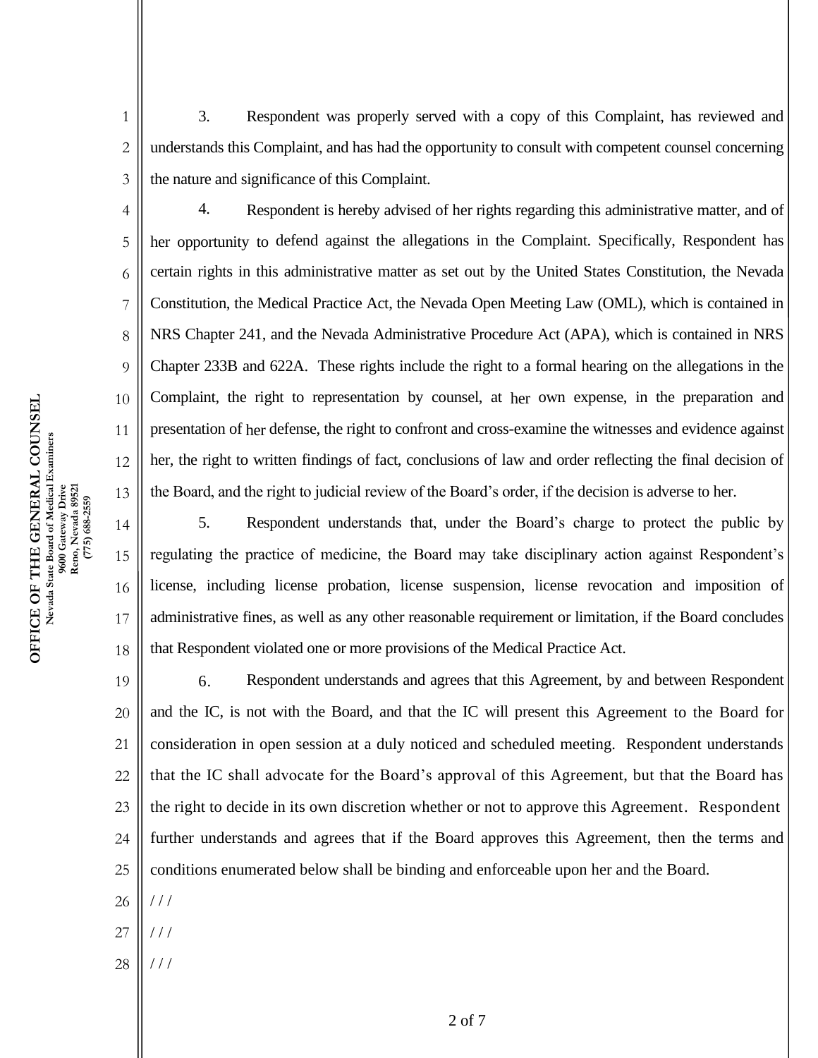3. Respondent was properly served with a copy of this Complaint, has reviewed and understands this Complaint, and has had the opportunity to consult with competent counsel concerning the nature and significance of this Complaint.

4. Respondent is hereby advised of her rights regarding this administrative matter, and of her opportunity to defend against the allegations in the Complaint. Specifically, Respondent has certain rights in this administrative matter as set out by the United States Constitution, the Nevada Constitution, the Medical Practice Act, the Nevada Open Meeting Law (OML), which is contained in NRS Chapter 241, and the Nevada Administrative Procedure Act (APA), which is contained in NRS Chapter 233B and 622A. These rights include the right to a formal hearing on the allegations in the Complaint, the right to representation by counsel, at her own expense, in the preparation and presentation of her defense, the right to confront and cross-examine the witnesses and evidence against her, the right to written findings of fact, conclusions of law and order reflecting the final decision of the Board, and the right to judicial review of the Board's order, if the decision is adverse to her.

5. Respondent understands that, under the Board's charge to protect the public by regulating the practice of medicine, the Board may take disciplinary action against Respondent's license, including license probation, license suspension, license revocation and imposition of administrative fines, as well as any other reasonable requirement or limitation, if the Board concludes that Respondent violated one or more provisions of the Medical Practice Act.

6. Respondent understands and agrees that this Agreement, by and between Respondent and the IC, is not with the Board, and that the IC will present this Agreement to the Board for consideration in open session at a duly noticed and scheduled meeting. Respondent understands that the IC shall advocate for the Board's approval of this Agreement, but that the Board has the right to decide in its own discretion whether or not to approve this Agreement. Respondent further understands and agrees that if the Board approves this Agreement, then the terms and conditions enumerated below shall be binding and enforceable upon her and the Board.

/ / /

/ / /

/ / /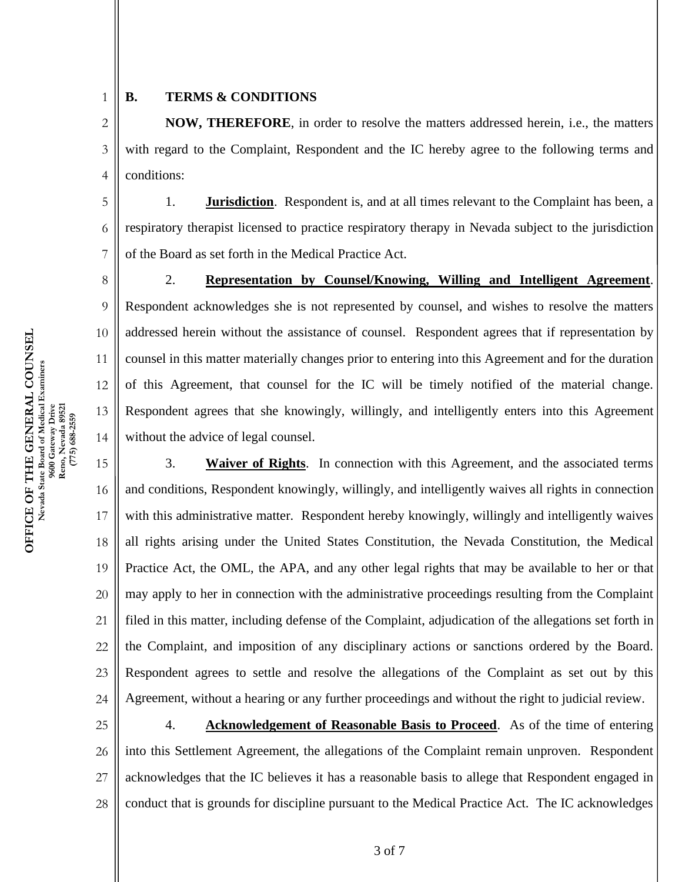## B. TERMS & CONDITIONS

**NOW, THEREFORE**, in order to resolve the matters addressed herein, i.e., the matters with regard to the Complaint, Respondent and the IC hereby agree to the following terms and conditions:

1. **Jurisdiction**. Respondent is, and at all times relevant to the Complaint has been, a respiratory therapist licensed to practice respiratory therapy in Nevada subject to the jurisdiction of the Board as set forth in the Medical Practice Act.

2. **Representation by Counsel/Knowing, Willing and Intelligent Agreement**. Respondent acknowledges she is not represented by counsel, and wishes to resolve the matters addressed herein without the assistance of counsel. Respondent agrees that if representation by counsel in this matter materially changes prior to entering into this Agreement and for the duration of this Agreement, that counsel for the IC will be timely notified of the material change. Respondent agrees that she knowingly, willingly, and intelligently enters into this Agreement without the advice of legal counsel.

3. **Waiver of Rights**. In connection with this Agreement, and the associated terms and conditions, Respondent knowingly, willingly, and intelligently waives all rights in connection with this administrative matter. Respondent hereby knowingly, willingly and intelligently waives all rights arising under the United States Constitution, the Nevada Constitution, the Medical Practice Act, the OML, the APA, and any other legal rights that may be available to her or that may apply to her in connection with the administrative proceedings resulting from the Complaint filed in this matter, including defense of the Complaint, adjudication of the allegations set forth in the Complaint, and imposition of any disciplinary actions or sanctions ordered by the Board. Respondent agrees to settle and resolve the allegations of the Complaint as set out by this Agreement, without a hearing or any further proceedings and without the right to judicial review.

4. **Acknowledgement of Reasonable Basis to Proceed**. As of the time of entering into this Settlement Agreement, the allegations of the Complaint remain unproven. Respondent acknowledges that the IC believes it has a reasonable basis to allege that Respondent engaged in conduct that is grounds for discipline pursuant to the Medical Practice Act. The IC acknowledges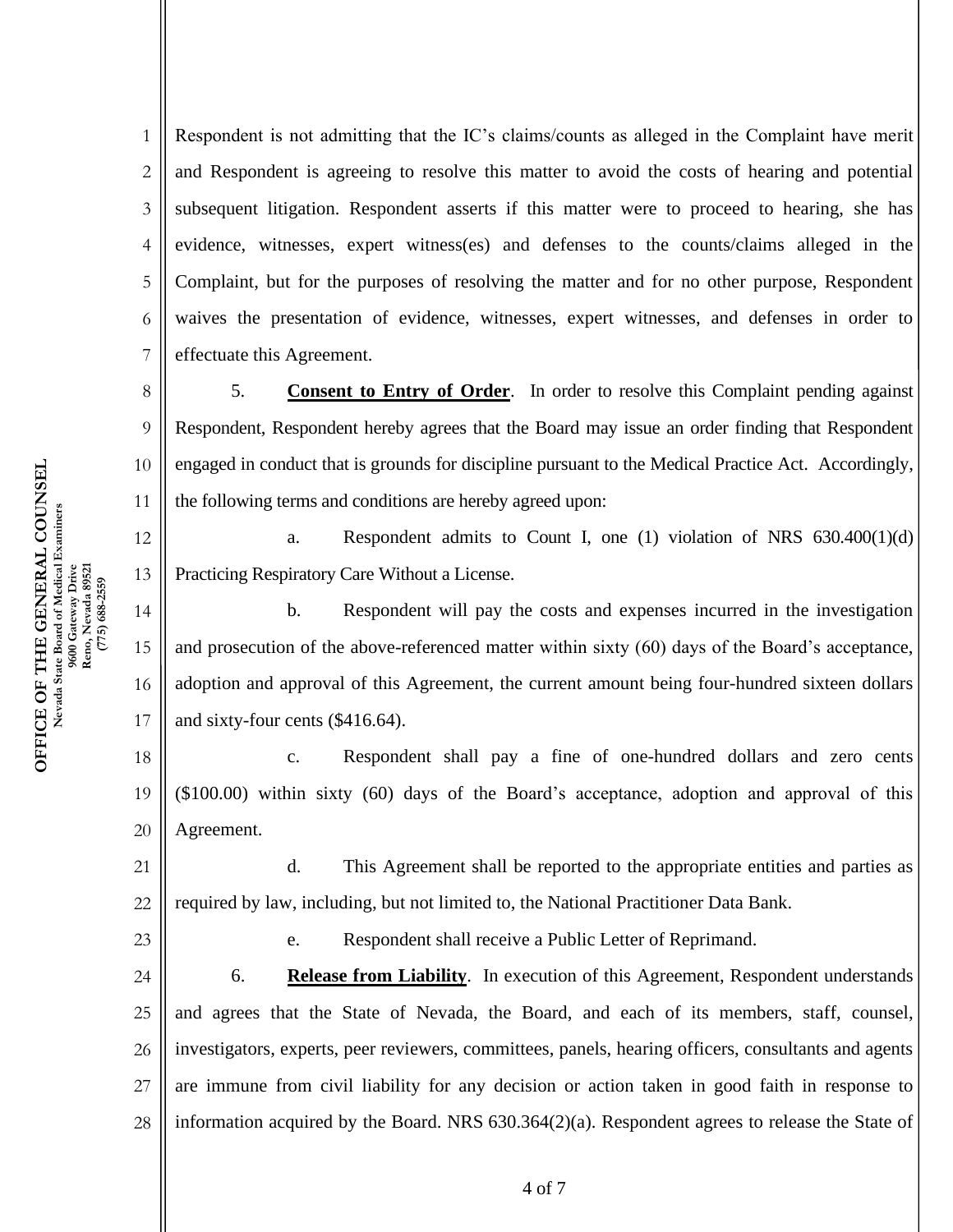Respondent is not admitting that the IC's claims/counts as alleged in the Complaint have merit and Respondent is agreeing to resolve this matter to avoid the costs of hearing and potential subsequent litigation. Respondent asserts if this matter were to proceed to hearing, she has evidence, witnesses, expert witness(es) and defenses to the counts/claims alleged in the Complaint, but for the purposes of resolving the matter and for no other purpose, Respondent waives the presentation of evidence, witnesses, expert witnesses, and defenses in order to effectuate this Agreement.

5. **Consent to Entry of Order**. In order to resolve this Complaint pending against Respondent, Respondent hereby agrees that the Board may issue an order finding that Respondent engaged in conduct that is grounds for discipline pursuant to the Medical Practice Act. Accordingly, the following terms and conditions are hereby agreed upon:

a. Respondent admits to Count I, one (1) violation of NRS 630.400(1)(d) Practicing Respiratory Care Without a License.

b. Respondent will pay the costs and expenses incurred in the investigation and prosecution of the above-referenced matter within sixty (60) days of the Board's acceptance, adoption and approval of this Agreement, the current amount being four-hundred sixteen dollars and sixty-four cents ($416.64).

c. Respondent shall pay a fine of one-hundred dollars and zero cents ($100.00) within sixty (60) days of the Board's acceptance, adoption and approval of this Agreement.

d. This Agreement shall be reported to the appropriate entities and parties as required by law, including, but not limited to, the National Practitioner Data Bank.

e. Respondent shall receive a Public Letter of Reprimand.

6. **Release from Liability**. In execution of this Agreement, Respondent understands and agrees that the State of Nevada, the Board, and each of its members, staff, counsel, investigators, experts, peer reviewers, committees, panels, hearing officers, consultants and agents are immune from civil liability for any decision or action taken in good faith in response to information acquired by the Board. NRS 630.364(2)(a). Respondent agrees to release the State of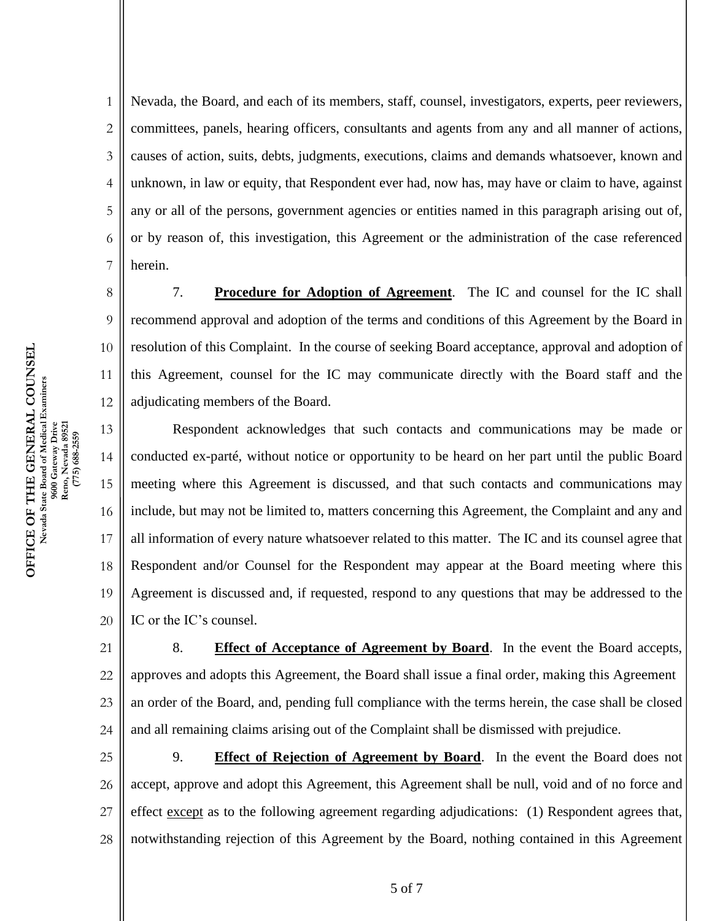Nevada, the Board, and each of its members, staff, counsel, investigators, experts, peer reviewers, committees, panels, hearing officers, consultants and agents from any and all manner of actions, causes of action, suits, debts, judgments, executions, claims and demands whatsoever, known and unknown, in law or equity, that Respondent ever had, now has, may have or claim to have, against any or all of the persons, government agencies or entities named in this paragraph arising out of, or by reason of, this investigation, this Agreement or the administration of the case referenced herein.

7. **Procedure for Adoption of Agreement**. The IC and counsel for the IC shall recommend approval and adoption of the terms and conditions of this Agreement by the Board in resolution of this Complaint. In the course of seeking Board acceptance, approval and adoption of this Agreement, counsel for the IC may communicate directly with the Board staff and the adjudicating members of the Board.

Respondent acknowledges that such contacts and communications may be made or conducted ex-parté, without notice or opportunity to be heard on her part until the public Board meeting where this Agreement is discussed, and that such contacts and communications may include, but may not be limited to, matters concerning this Agreement, the Complaint and any and all information of every nature whatsoever related to this matter. The IC and its counsel agree that Respondent and/or Counsel for the Respondent may appear at the Board meeting where this Agreement is discussed and, if requested, respond to any questions that may be addressed to the IC or the IC's counsel.

8. **Effect of Acceptance of Agreement by Board**. In the event the Board accepts, approves and adopts this Agreement, the Board shall issue a final order, making this Agreement an order of the Board, and, pending full compliance with the terms herein, the case shall be closed and all remaining claims arising out of the Complaint shall be dismissed with prejudice.

9. **Effect of Rejection of Agreement by Board**. In the event the Board does not accept, approve and adopt this Agreement, this Agreement shall be null, void and of no force and effect except as to the following agreement regarding adjudications: (1) Respondent agrees that, notwithstanding rejection of this Agreement by the Board, nothing contained in this Agreement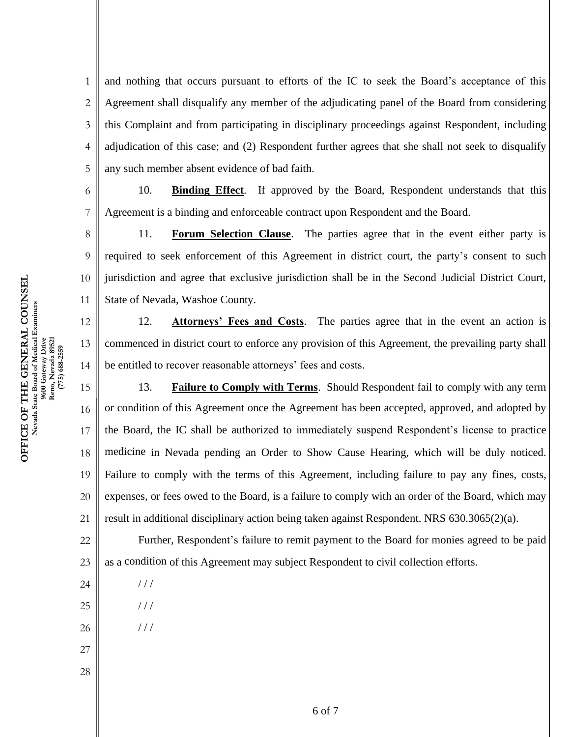and nothing that occurs pursuant to efforts of the IC to seek the Board's acceptance of this Agreement shall disqualify any member of the adjudicating panel of the Board from considering this Complaint and from participating in disciplinary proceedings against Respondent, including adjudication of this case; and (2) Respondent further agrees that she shall not seek to disqualify any such member absent evidence of bad faith.

10. **Binding Effect**. If approved by the Board, Respondent understands that this Agreement is a binding and enforceable contract upon Respondent and the Board.

11. **Forum Selection Clause**. The parties agree that in the event either party is required to seek enforcement of this Agreement in district court, the party's consent to such jurisdiction and agree that exclusive jurisdiction shall be in the Second Judicial District Court, State of Nevada, Washoe County.

12. **Attorneys' Fees and Costs**. The parties agree that in the event an action is commenced in district court to enforce any provision of this Agreement, the prevailing party shall be entitled to recover reasonable attorneys' fees and costs.

13. **Failure to Comply with Terms**. Should Respondent fail to comply with any term or condition of this Agreement once the Agreement has been accepted, approved, and adopted by the Board, the IC shall be authorized to immediately suspend Respondent's license to practice medicine in Nevada pending an Order to Show Cause Hearing, which will be duly noticed. Failure to comply with the terms of this Agreement, including failure to pay any fines, costs, expenses, or fees owed to the Board, is a failure to comply with an order of the Board, which may result in additional disciplinary action being taken against Respondent. NRS 630.3065(2)(a).

Further, Respondent's failure to remit payment to the Board for monies agreed to be paid as a condition of this Agreement may subject Respondent to civil collection efforts.

/ / /

/ / /

/ / /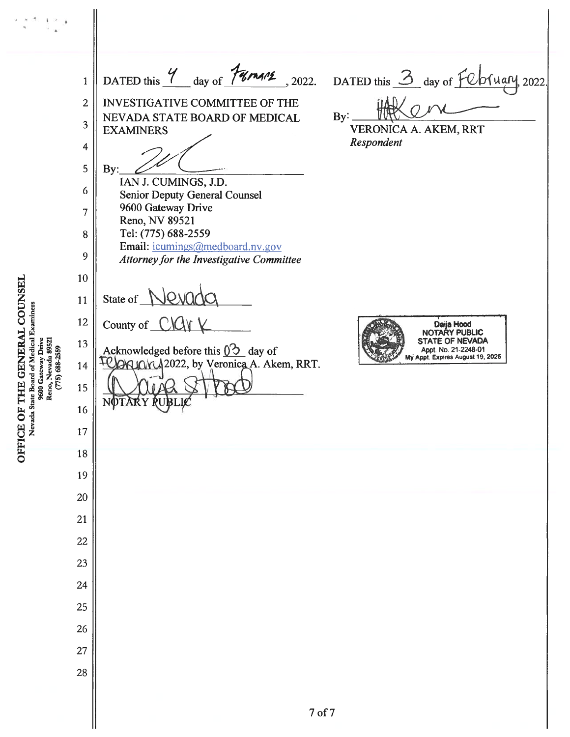DATED this 4 day of February, 2022.

INVESTIGATIVE COMMITTEE OF THE NEVADA STATE BOARD OF MEDICAL EXAMINERS

By: ______________________

IAN J. CUMINGS, J.D.
Senior Deputy General Counsel
9600 Gateway Drive
Reno, NV 89521
Tel: (775) 688-2559
Email: icumings@medboard.nv.gov
*Attorney for the Investigative Committee*

DATED this 3 day of February, 2022.

By: ______________________

VERONICA A. AKEM, RRT
*Respondent*

State of Nevada

County of Clark

Acknowledged before this 03 day of February 2022, by Veronica A. Akem, RRT.

______________________
NOTARY PUBLIC

Daija Hood
NOTARY PUBLIC
STATE OF NEVADA
Appt. No. 21-2248-01
My Appt. Expires August 19, 2025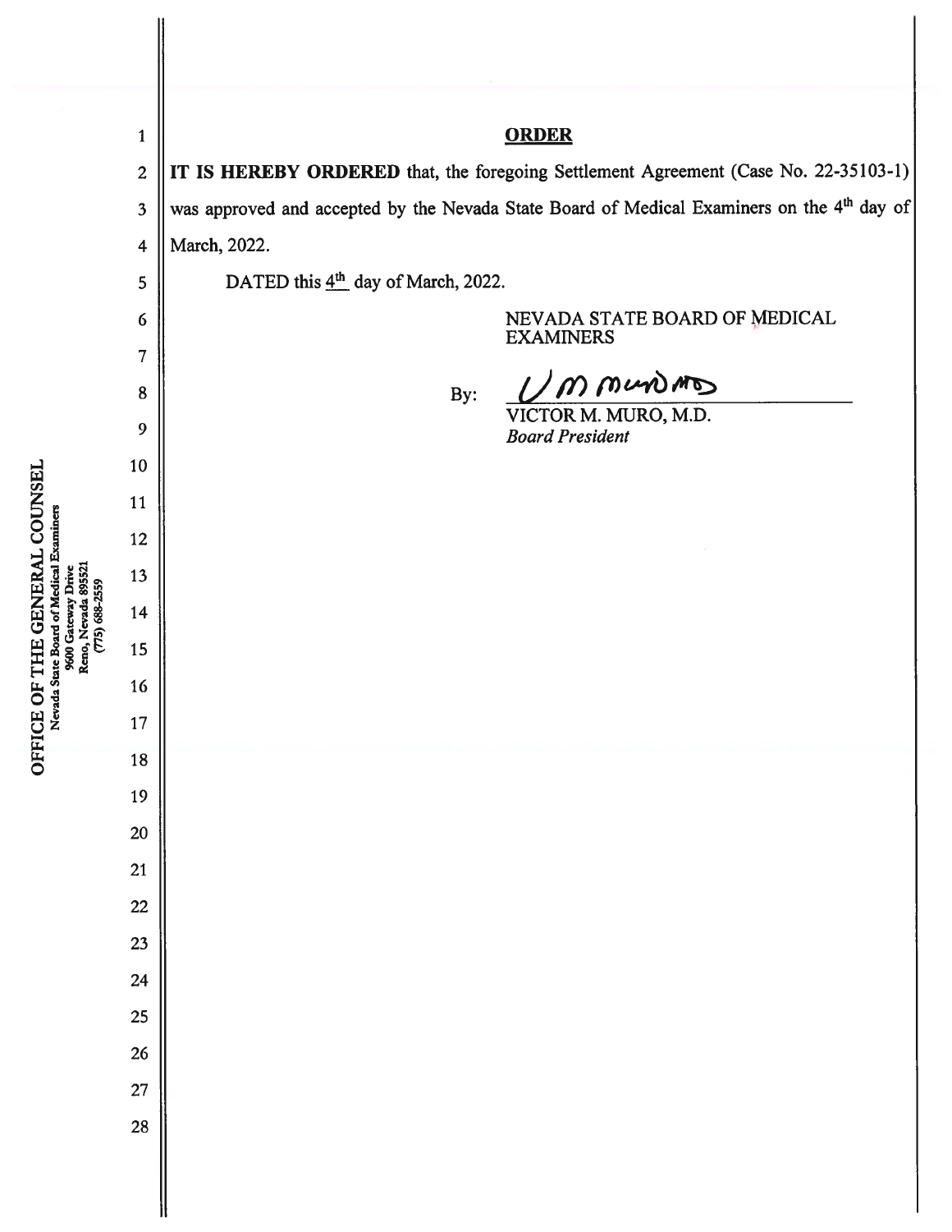## ORDER

**IT IS HEREBY ORDERED** that, the foregoing Settlement Agreement (Case No. 22-35103-1) was approved and accepted by the Nevada State Board of Medical Examiners on the 4th day of March, 2022.

DATED this 4th day of March, 2022.

NEVADA STATE BOARD OF MEDICAL EXAMINERS

By: ______________________
VICTOR M. MURO, M.D.
*Board President*

**OFFICE OF THE GENERAL COUNSEL**
Nevada State Board of Medical Examiners
9600 Gateway Drive
Reno, Nevada 89521
(775) 688-2559